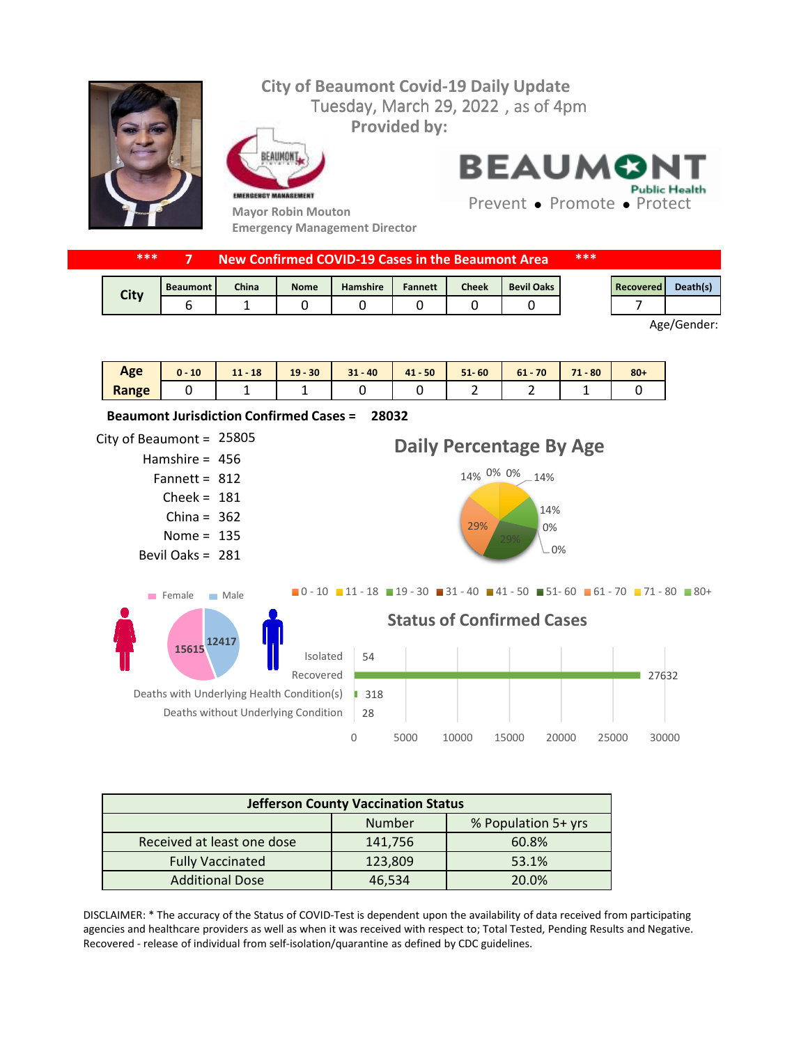# City of Beaumont Covid-19 Daily Update

Tuesday, March 29, 2022 , as of 4pm

**Provided by:**

Mayor Robin Mouton
Emergency Management Director

BEAUMONT Public Health
Prevent • Promote • Protect

## *** 7 New Confirmed COVID-19 Cases in the Beaumont Area ***

| City | Beaumont | China | Nome | Hamshire | Fannett | Cheek | Bevil Oaks |
|---|---|---|---|---|---|---|---|
| | 6 | 1 | 0 | 0 | 0 | 0 | 0 |

| Recovered | Death(s) |
|---|---|
| 7 | |

Age/Gender:

| Age Range | 0 - 10 | 11 - 18 | 19 - 30 | 31 - 40 | 41 - 50 | 51- 60 | 61 - 70 | 71 - 80 | 80+ |
|---|---|---|---|---|---|---|---|---|---|
| | 0 | 1 | 1 | 0 | 0 | 2 | 2 | 1 | 0 |

**Beaumont Jurisdiction Confirmed Cases = 28032**

City of Beaumont = 25805
Hamshire = 456
Fannett = 812
Cheek = 181
China = 362
Nome = 135
Bevil Oaks = 281

### Daily Percentage By Age

14%, 0%, 0%, 14%, 14%, 0%, 0%, 29%, 29%

0 - 10, 11 - 18, 19 - 30, 31 - 40, 41 - 50, 51- 60, 61 - 70, 71 - 80, 80+

Female: 15615
Male: 12417

### Status of Confirmed Cases

| Status | Number |
|---|---|
| Isolated | 54 |
| Recovered | 27632 |
| Deaths with Underlying Health Condition(s) | 318 |
| Deaths without Underlying Condition | 28 |

| Jefferson County Vaccination Status | Number | % Population 5+ yrs |
|---|---|---|
| Received at least one dose | 141,756 | 60.8% |
| Fully Vaccinated | 123,809 | 53.1% |
| Additional Dose | 46,534 | 20.0% |

DISCLAIMER: * The accuracy of the Status of COVID-Test is dependent upon the availability of data received from participating agencies and healthcare providers as well as when it was received with respect to; Total Tested, Pending Results and Negative. Recovered - release of individual from self-isolation/quarantine as defined by CDC guidelines.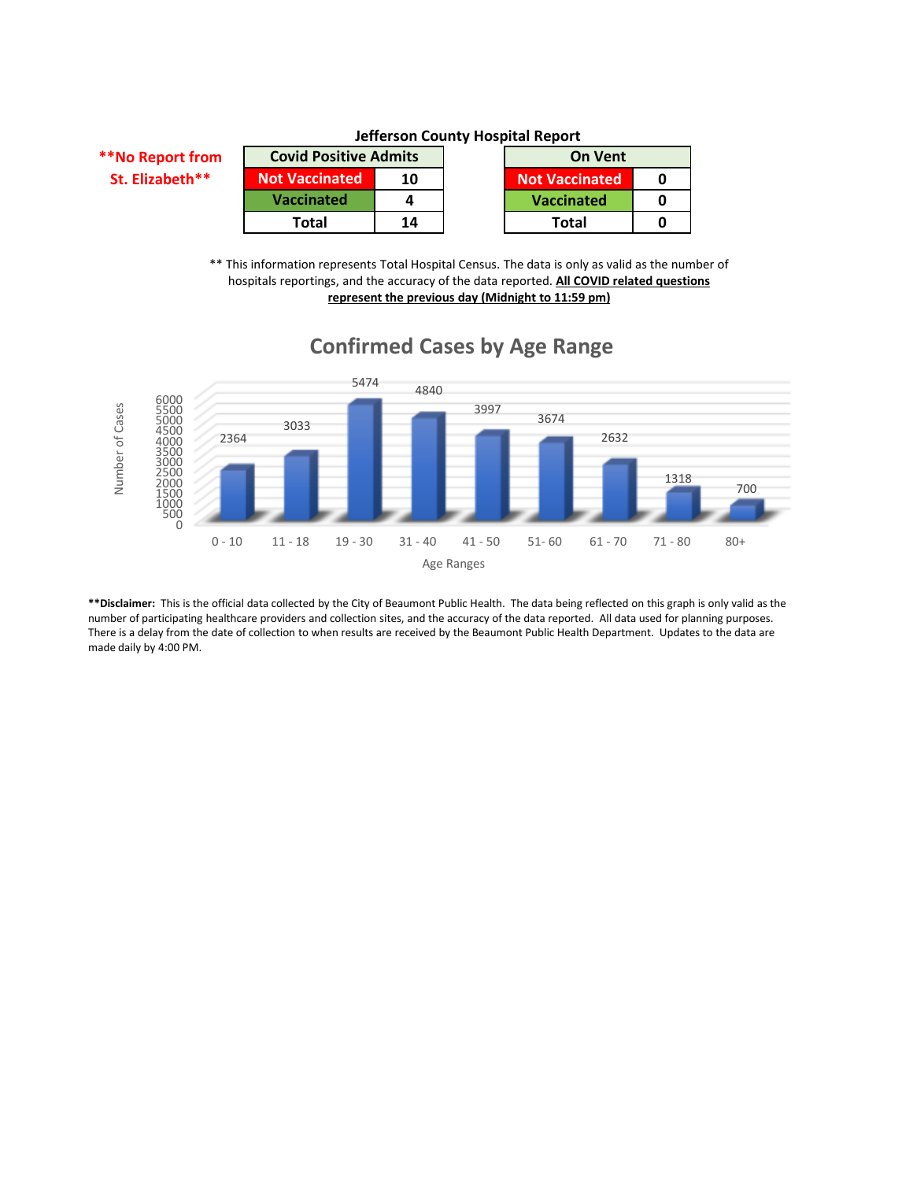**No Report from St. Elizabeth**

## Jefferson County Hospital Report

| Covid Positive Admits | |
|---|---|
| Not Vaccinated | 10 |
| Vaccinated | 4 |
| Total | 14 |

| On Vent | |
|---|---|
| Not Vaccinated | 0 |
| Vaccinated | 0 |
| Total | 0 |

** This information represents Total Hospital Census. The data is only as valid as the number of hospitals reportings, and the accuracy of the data reported. **All COVID related questions represent the previous day (Midnight to 11:59 pm)**

## Confirmed Cases by Age Range

Number of Cases

6000
5500
5000
4500
4000
3500
3000
2500
2000
1500
1000
500
0

2364
3033
5474
4840
3997
3674
2632
1318
700

0 - 10
11 - 18
19 - 30
31 - 40
41 - 50
51- 60
61 - 70
71 - 80
80+

Age Ranges

****Disclaimer:** This is the official data collected by the City of Beaumont Public Health. The data being reflected on this graph is only valid as the number of participating healthcare providers and collection sites, and the accuracy of the data reported. All data used for planning purposes. There is a delay from the date of collection to when results are received by the Beaumont Public Health Department. Updates to the data are made daily by 4:00 PM.